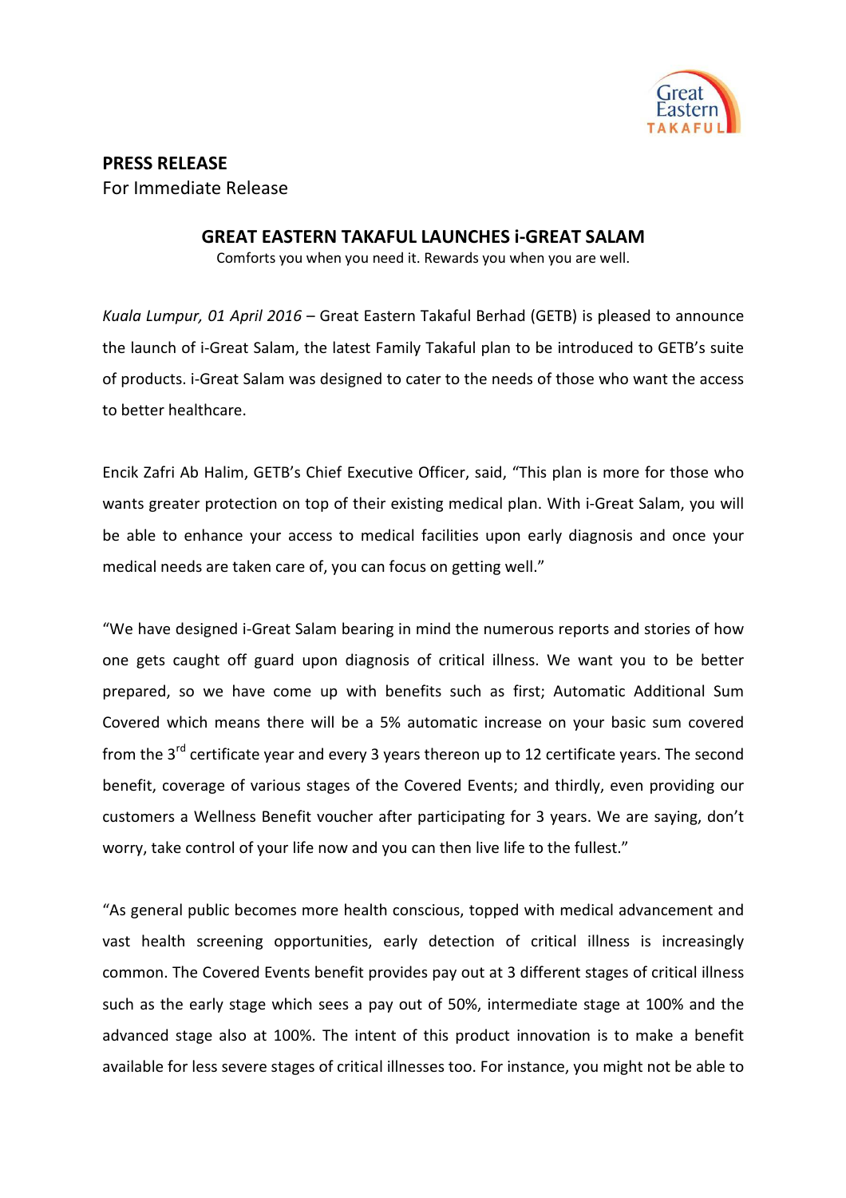**PRESS RELEASE**
For Immediate Release

## GREAT EASTERN TAKAFUL LAUNCHES i-GREAT SALAM

Comforts you when you need it. Rewards you when you are well.

*Kuala Lumpur, 01 April 2016* – Great Eastern Takaful Berhad (GETB) is pleased to announce the launch of i-Great Salam, the latest Family Takaful plan to be introduced to GETB's suite of products. i-Great Salam was designed to cater to the needs of those who want the access to better healthcare.

Encik Zafri Ab Halim, GETB's Chief Executive Officer, said, "This plan is more for those who wants greater protection on top of their existing medical plan. With i-Great Salam, you will be able to enhance your access to medical facilities upon early diagnosis and once your medical needs are taken care of, you can focus on getting well."

"We have designed i-Great Salam bearing in mind the numerous reports and stories of how one gets caught off guard upon diagnosis of critical illness. We want you to be better prepared, so we have come up with benefits such as first; Automatic Additional Sum Covered which means there will be a 5% automatic increase on your basic sum covered from the 3rd certificate year and every 3 years thereon up to 12 certificate years. The second benefit, coverage of various stages of the Covered Events; and thirdly, even providing our customers a Wellness Benefit voucher after participating for 3 years. We are saying, don't worry, take control of your life now and you can then live life to the fullest."

"As general public becomes more health conscious, topped with medical advancement and vast health screening opportunities, early detection of critical illness is increasingly common. The Covered Events benefit provides pay out at 3 different stages of critical illness such as the early stage which sees a pay out of 50%, intermediate stage at 100% and the advanced stage also at 100%. The intent of this product innovation is to make a benefit available for less severe stages of critical illnesses too. For instance, you might not be able to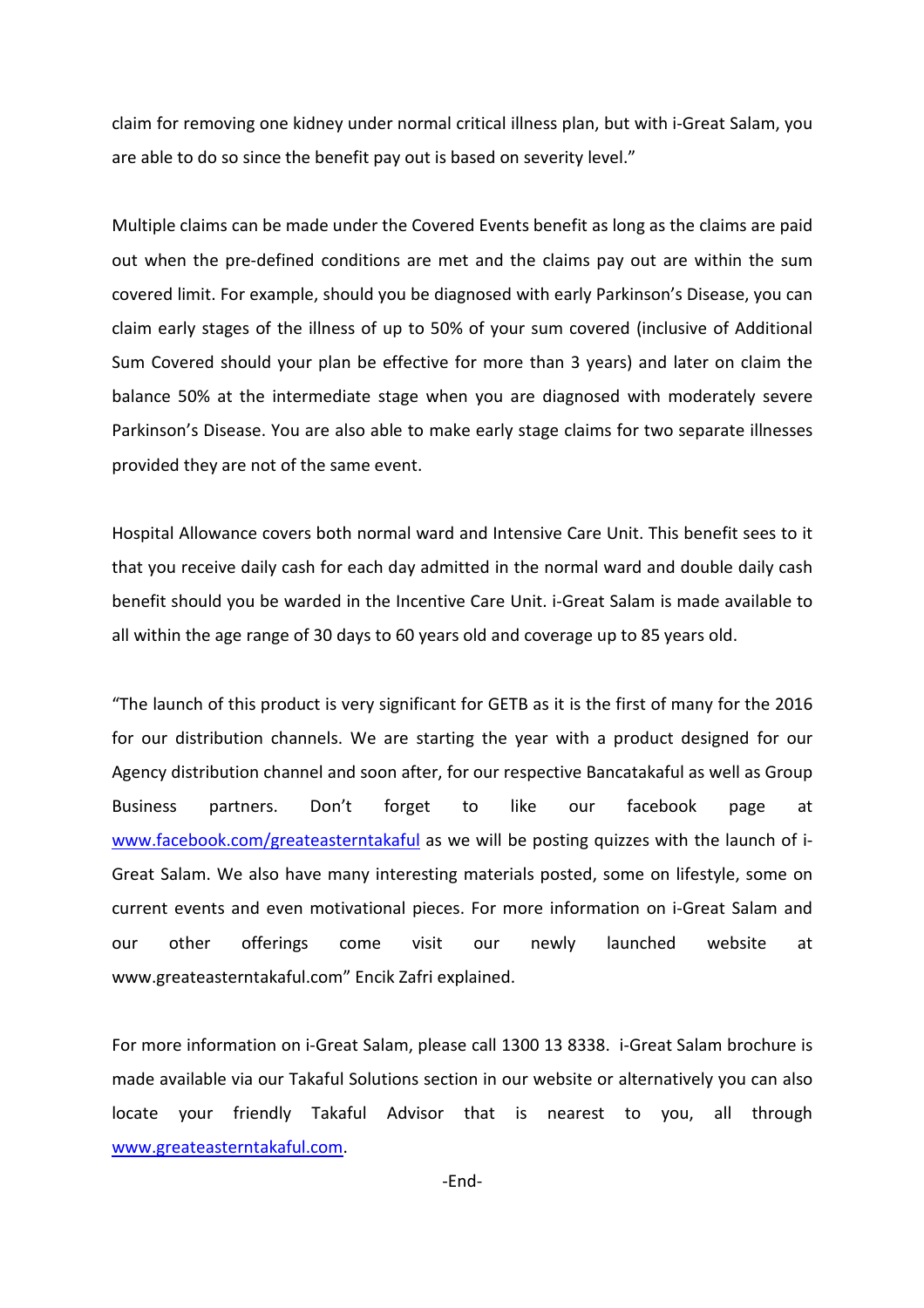claim for removing one kidney under normal critical illness plan, but with i-Great Salam, you are able to do so since the benefit pay out is based on severity level."

Multiple claims can be made under the Covered Events benefit as long as the claims are paid out when the pre-defined conditions are met and the claims pay out are within the sum covered limit. For example, should you be diagnosed with early Parkinson's Disease, you can claim early stages of the illness of up to 50% of your sum covered (inclusive of Additional Sum Covered should your plan be effective for more than 3 years) and later on claim the balance 50% at the intermediate stage when you are diagnosed with moderately severe Parkinson's Disease. You are also able to make early stage claims for two separate illnesses provided they are not of the same event.

Hospital Allowance covers both normal ward and Intensive Care Unit. This benefit sees to it that you receive daily cash for each day admitted in the normal ward and double daily cash benefit should you be warded in the Incentive Care Unit. i-Great Salam is made available to all within the age range of 30 days to 60 years old and coverage up to 85 years old.

"The launch of this product is very significant for GETB as it is the first of many for the 2016 for our distribution channels. We are starting the year with a product designed for our Agency distribution channel and soon after, for our respective Bancatakaful as well as Group Business partners. Don't forget to like our facebook page at [www.facebook.com/greateasterntakaful](www.facebook.com/greateasterntakaful) as we will be posting quizzes with the launch of i-Great Salam. We also have many interesting materials posted, some on lifestyle, some on current events and even motivational pieces. For more information on i-Great Salam and our other offerings come visit our newly launched website at www.greateasterntakaful.com" Encik Zafri explained.

For more information on i-Great Salam, please call 1300 13 8338. i-Great Salam brochure is made available via our Takaful Solutions section in our website or alternatively you can also locate your friendly Takaful Advisor that is nearest to you, all through [www.greateasterntakaful.com](www.greateasterntakaful.com).

-End-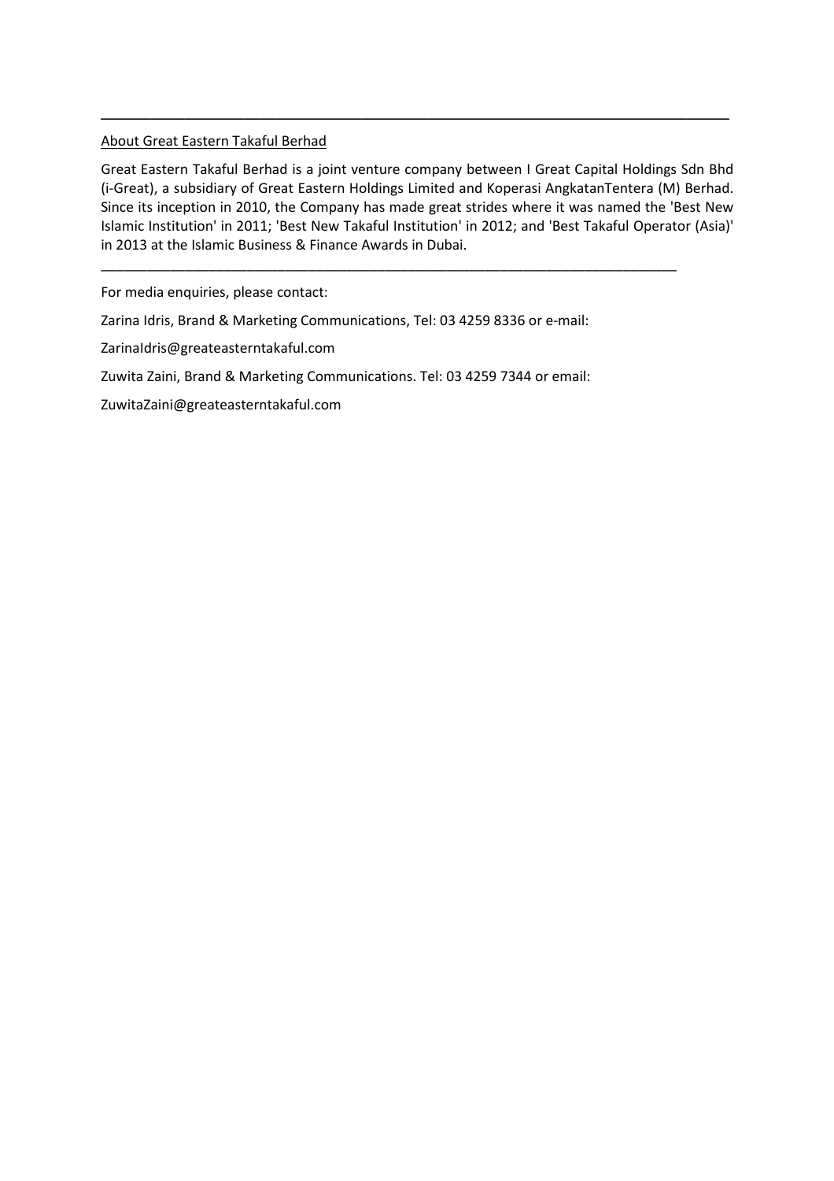---

About Great Eastern Takaful Berhad

Great Eastern Takaful Berhad is a joint venture company between I Great Capital Holdings Sdn Bhd (i-Great), a subsidiary of Great Eastern Holdings Limited and Koperasi AngkatanTentera (M) Berhad. Since its inception in 2010, the Company has made great strides where it was named the 'Best New Islamic Institution' in 2011; 'Best New Takaful Institution' in 2012; and 'Best Takaful Operator (Asia)' in 2013 at the Islamic Business & Finance Awards in Dubai.

---

For media enquiries, please contact:

Zarina Idris, Brand & Marketing Communications, Tel: 03 4259 8336 or e-mail:

ZarinaIdris@greateasterntakaful.com

Zuwita Zaini, Brand & Marketing Communications. Tel: 03 4259 7344 or email:

ZuwitaZaini@greateasterntakaful.com